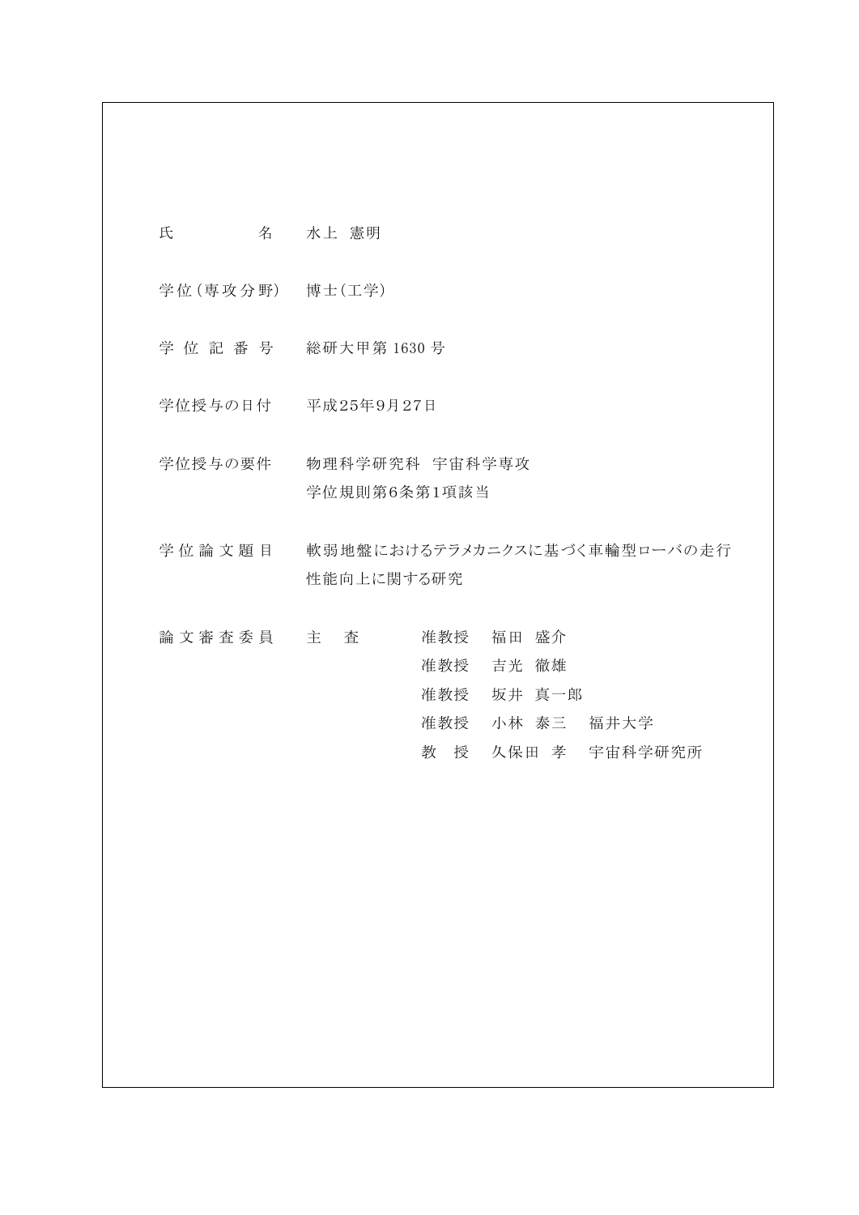| | |
|---|---|
| 氏　　　　名 | 水上 憲明 |
| 学位(専攻分野) | 博士(工学) |
| 学 位 記 番 号 | 総研大甲第 1630 号 |
| 学位授与の日付 | 平成25年9月27日 |
| 学位授与の要件 | 物理科学研究科　宇宙科学専攻<br>学位規則第6条第1項該当 |
| 学 位 論 文 題 目 | 軟弱地盤におけるテラメカニクスに基づく車輪型ローバの走行性能向上に関する研究 |
| 論 文 審 査 委 員 | 主　査　　准教授　福田 盛介<br>准教授　吉光 徹雄<br>准教授　坂井 真一郎<br>准教授　小林 泰三　福井大学<br>教　授　久保田 孝　宇宙科学研究所 |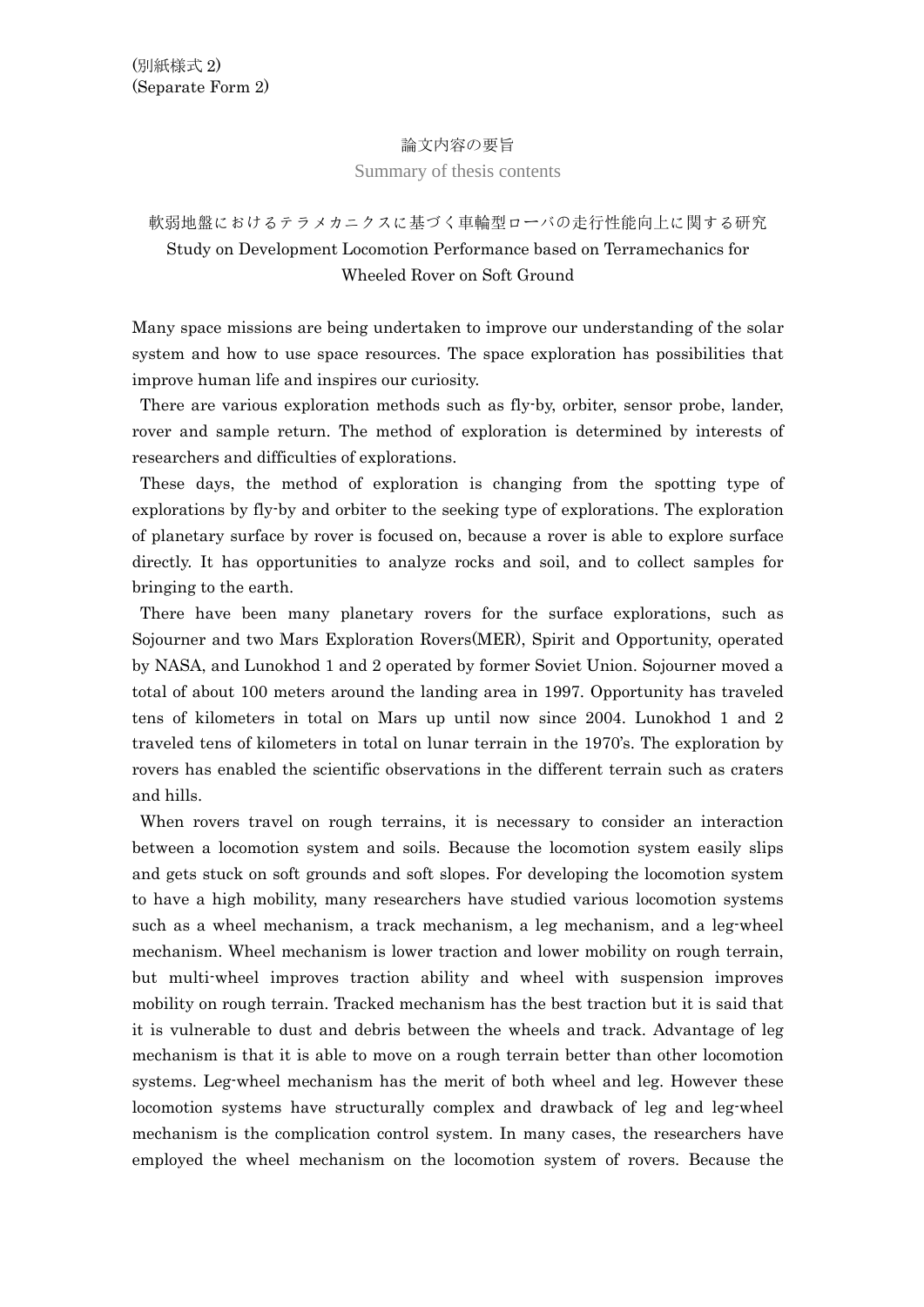(別紙様式 2)
(Separate Form 2)

論文内容の要旨

Summary of thesis contents

# 軟弱地盤におけるテラメカニクスに基づく車輪型ローバの走行性能向上に関する研究

# Study on Development Locomotion Performance based on Terramechanics for Wheeled Rover on Soft Ground

Many space missions are being undertaken to improve our understanding of the solar system and how to use space resources. The space exploration has possibilities that improve human life and inspires our curiosity.

There are various exploration methods such as fly-by, orbiter, sensor probe, lander, rover and sample return. The method of exploration is determined by interests of researchers and difficulties of explorations.

These days, the method of exploration is changing from the spotting type of explorations by fly-by and orbiter to the seeking type of explorations. The exploration of planetary surface by rover is focused on, because a rover is able to explore surface directly. It has opportunities to analyze rocks and soil, and to collect samples for bringing to the earth.

There have been many planetary rovers for the surface explorations, such as Sojourner and two Mars Exploration Rovers(MER), Spirit and Opportunity, operated by NASA, and Lunokhod 1 and 2 operated by former Soviet Union. Sojourner moved a total of about 100 meters around the landing area in 1997. Opportunity has traveled tens of kilometers in total on Mars up until now since 2004. Lunokhod 1 and 2 traveled tens of kilometers in total on lunar terrain in the 1970's. The exploration by rovers has enabled the scientific observations in the different terrain such as craters and hills.

When rovers travel on rough terrains, it is necessary to consider an interaction between a locomotion system and soils. Because the locomotion system easily slips and gets stuck on soft grounds and soft slopes. For developing the locomotion system to have a high mobility, many researchers have studied various locomotion systems such as a wheel mechanism, a track mechanism, a leg mechanism, and a leg-wheel mechanism. Wheel mechanism is lower traction and lower mobility on rough terrain, but multi-wheel improves traction ability and wheel with suspension improves mobility on rough terrain. Tracked mechanism has the best traction but it is said that it is vulnerable to dust and debris between the wheels and track. Advantage of leg mechanism is that it is able to move on a rough terrain better than other locomotion systems. Leg-wheel mechanism has the merit of both wheel and leg. However these locomotion systems have structurally complex and drawback of leg and leg-wheel mechanism is the complication control system. In many cases, the researchers have employed the wheel mechanism on the locomotion system of rovers. Because the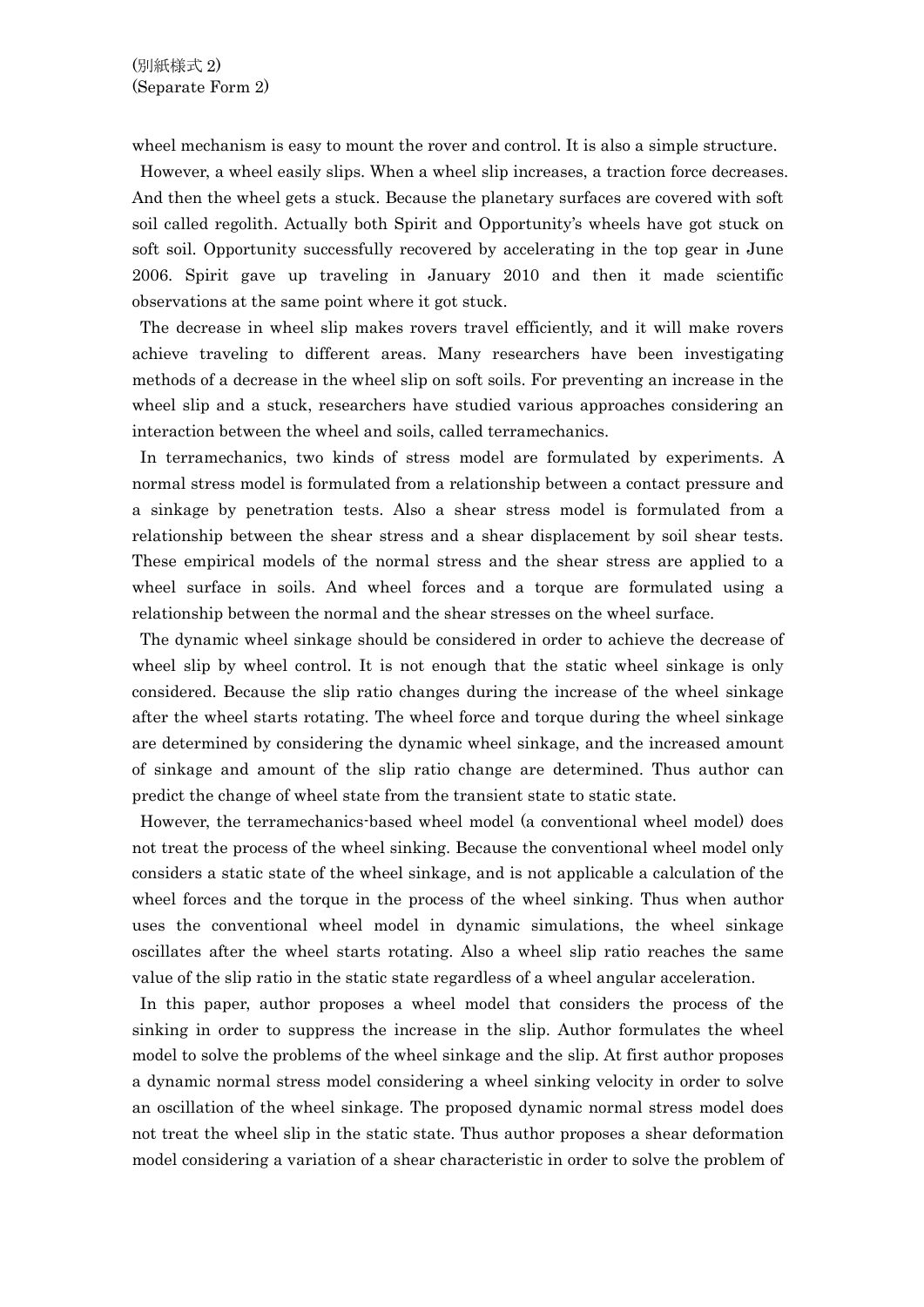wheel mechanism is easy to mount the rover and control. It is also a simple structure.

However, a wheel easily slips. When a wheel slip increases, a traction force decreases. And then the wheel gets a stuck. Because the planetary surfaces are covered with soft soil called regolith. Actually both Spirit and Opportunity's wheels have got stuck on soft soil. Opportunity successfully recovered by accelerating in the top gear in June 2006. Spirit gave up traveling in January 2010 and then it made scientific observations at the same point where it got stuck.

The decrease in wheel slip makes rovers travel efficiently, and it will make rovers achieve traveling to different areas. Many researchers have been investigating methods of a decrease in the wheel slip on soft soils. For preventing an increase in the wheel slip and a stuck, researchers have studied various approaches considering an interaction between the wheel and soils, called terramechanics.

In terramechanics, two kinds of stress model are formulated by experiments. A normal stress model is formulated from a relationship between a contact pressure and a sinkage by penetration tests. Also a shear stress model is formulated from a relationship between the shear stress and a shear displacement by soil shear tests. These empirical models of the normal stress and the shear stress are applied to a wheel surface in soils. And wheel forces and a torque are formulated using a relationship between the normal and the shear stresses on the wheel surface.

The dynamic wheel sinkage should be considered in order to achieve the decrease of wheel slip by wheel control. It is not enough that the static wheel sinkage is only considered. Because the slip ratio changes during the increase of the wheel sinkage after the wheel starts rotating. The wheel force and torque during the wheel sinkage are determined by considering the dynamic wheel sinkage, and the increased amount of sinkage and amount of the slip ratio change are determined. Thus author can predict the change of wheel state from the transient state to static state.

However, the terramechanics-based wheel model (a conventional wheel model) does not treat the process of the wheel sinking. Because the conventional wheel model only considers a static state of the wheel sinkage, and is not applicable a calculation of the wheel forces and the torque in the process of the wheel sinking. Thus when author uses the conventional wheel model in dynamic simulations, the wheel sinkage oscillates after the wheel starts rotating. Also a wheel slip ratio reaches the same value of the slip ratio in the static state regardless of a wheel angular acceleration.

In this paper, author proposes a wheel model that considers the process of the sinking in order to suppress the increase in the slip. Author formulates the wheel model to solve the problems of the wheel sinkage and the slip. At first author proposes a dynamic normal stress model considering a wheel sinking velocity in order to solve an oscillation of the wheel sinkage. The proposed dynamic normal stress model does not treat the wheel slip in the static state. Thus author proposes a shear deformation model considering a variation of a shear characteristic in order to solve the problem of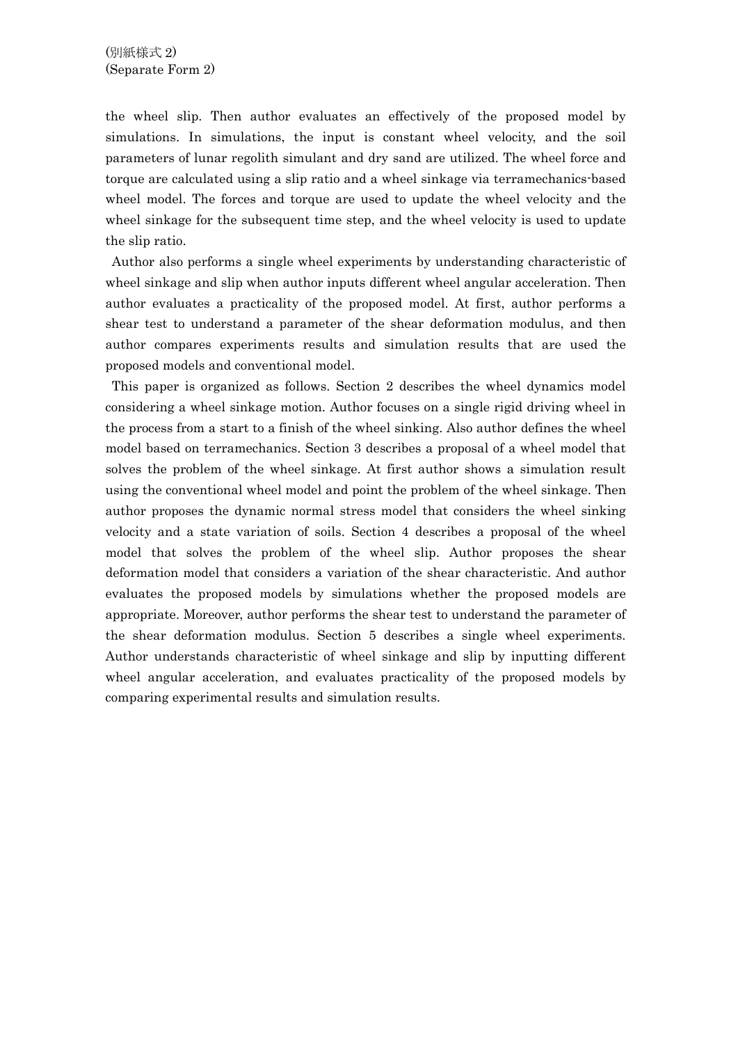the wheel slip. Then author evaluates an effectively of the proposed model by simulations. In simulations, the input is constant wheel velocity, and the soil parameters of lunar regolith simulant and dry sand are utilized. The wheel force and torque are calculated using a slip ratio and a wheel sinkage via terramechanics-based wheel model. The forces and torque are used to update the wheel velocity and the wheel sinkage for the subsequent time step, and the wheel velocity is used to update the slip ratio.

Author also performs a single wheel experiments by understanding characteristic of wheel sinkage and slip when author inputs different wheel angular acceleration. Then author evaluates a practicality of the proposed model. At first, author performs a shear test to understand a parameter of the shear deformation modulus, and then author compares experiments results and simulation results that are used the proposed models and conventional model.

This paper is organized as follows. Section 2 describes the wheel dynamics model considering a wheel sinkage motion. Author focuses on a single rigid driving wheel in the process from a start to a finish of the wheel sinking. Also author defines the wheel model based on terramechanics. Section 3 describes a proposal of a wheel model that solves the problem of the wheel sinkage. At first author shows a simulation result using the conventional wheel model and point the problem of the wheel sinkage. Then author proposes the dynamic normal stress model that considers the wheel sinking velocity and a state variation of soils. Section 4 describes a proposal of the wheel model that solves the problem of the wheel slip. Author proposes the shear deformation model that considers a variation of the shear characteristic. And author evaluates the proposed models by simulations whether the proposed models are appropriate. Moreover, author performs the shear test to understand the parameter of the shear deformation modulus. Section 5 describes a single wheel experiments. Author understands characteristic of wheel sinkage and slip by inputting different wheel angular acceleration, and evaluates practicality of the proposed models by comparing experimental results and simulation results.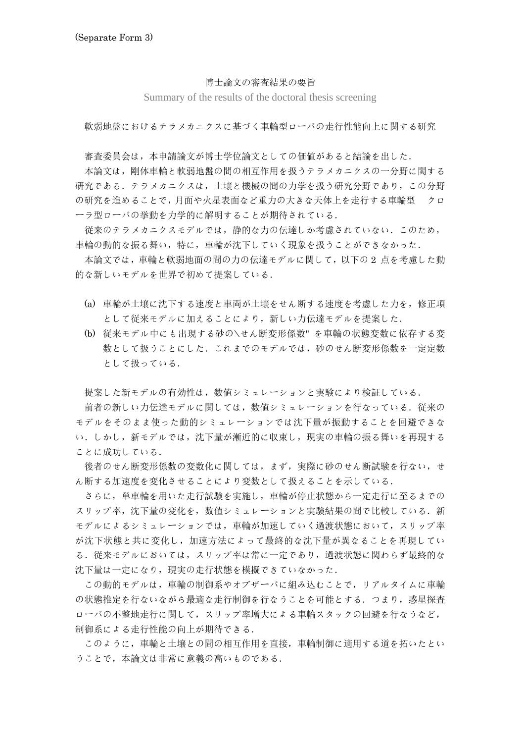(Separate Form 3)

博士論文の審査結果の要旨
Summary of the results of the doctoral thesis screening

軟弱地盤におけるテラメカニクスに基づく車輪型ローバの走行性能向上に関する研究

審査委員会は，本申請論文が博士学位論文としての価値があると結論を出した．

本論文は，剛体車輪と軟弱地盤の間の相互作用を扱うテラメカニクスの一分野に関する研究である．テラメカニクスは，土壌と機械の間の力学を扱う研究分野であり，この分野の研究を進めることで，月面や火星表面など重力の大きな天体上を走行する車輪型　クローラ型ローバの挙動を力学的に解明することが期待されている．

従来のテラメカニクスモデルでは，静的な力の伝達しか考慮されていない．このため，車輪の動的な振る舞い，特に，車輪が沈下していく現象を扱うことができなかった．

本論文では，車輪と軟弱地面の間の力の伝達モデルに関して，以下の 2 点を考慮した動的な新しいモデルを世界で初めて提案している．

(a) 車輪が土壌に沈下する速度と車両が土壌をせん断する速度を考慮した力を，修正項として従来モデルに加えることにより，新しい力伝達モデルを提案した．
(b) 従来モデル中にも出現する砂の\せん断変形係数" を車輪の状態変数に依存する変数として扱うことにした．これまでのモデルでは，砂のせん断変形係数を一定定数として扱っている．

提案した新モデルの有効性は，数値シミュレーションと実験により検証している．

前者の新しい力伝達モデルに関しては，数値シミュレーションを行なっている．従来のモデルをそのまま使った動的シミュレーションでは沈下量が振動することを回避できない．しかし，新モデルでは，沈下量が漸近的に収束し，現実の車輪の振る舞いを再現することに成功している．

後者のせん断変形係数の変数化に関しては，まず，実際に砂のせん断試験を行ない，せん断する加速度を変化させることにより変数として扱えることを示している．

さらに，単車輪を用いた走行試験を実施し，車輪が停止状態から一定走行に至るまでのスリップ率，沈下量の変化を，数値シミュレーションと実験結果の間で比較している．新モデルによるシミュレーションでは，車輪が加速していく過渡状態において，スリップ率が沈下状態と共に変化し，加速方法によって最終的な沈下量が異なることを再現している．従来モデルにおいては，スリップ率は常に一定であり，過渡状態に関わらず最終的な沈下量は一定になり，現実の走行状態を模擬できていなかった．

この動的モデルは，車輪の制御系やオブザーバに組み込むことで，リアルタイムに車輪の状態推定を行ないながら最適な走行制御を行なうことを可能とする．つまり，惑星探査ローバの不整地走行に関して，スリップ率増大による車輪スタックの回避を行なうなど，制御系による走行性能の向上が期待できる．

このように，車輪と土壌との間の相互作用を直接，車輪制御に適用する道を拓いたということで，本論文は非常に意義の高いものである．